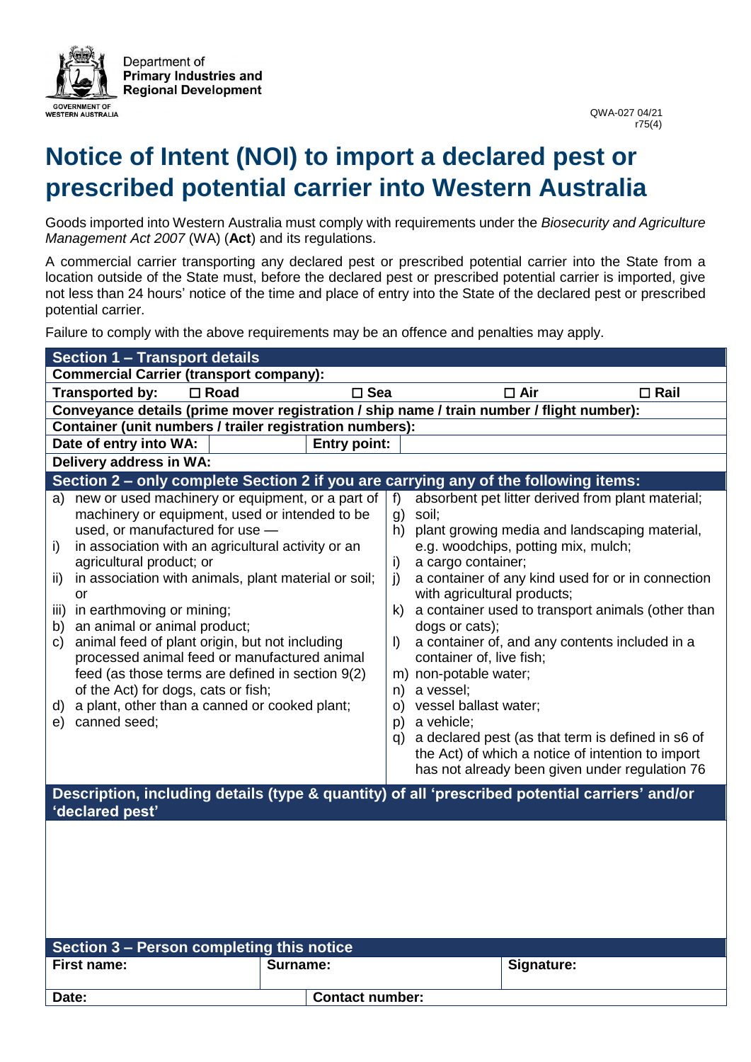Department of
**Primary Industries and Regional Development**

GOVERNMENT OF WESTERN AUSTRALIA

QWA-027 04/21
r75(4)

# Notice of Intent (NOI) to import a declared pest or prescribed potential carrier into Western Australia

Goods imported into Western Australia must comply with requirements under the *Biosecurity and Agriculture Management Act 2007* (WA) (**Act**) and its regulations.

A commercial carrier transporting any declared pest or prescribed potential carrier into the State from a location outside of the State must, before the declared pest or prescribed potential carrier is imported, give not less than 24 hours' notice of the time and place of entry into the State of the declared pest or prescribed potential carrier.

Failure to comply with the above requirements may be an offence and penalties may apply.

## Section 1 – Transport details

| **Commercial Carrier (transport company):** | | | |
|---|---|---|---|
| **Transported by:** ☐ **Road** | ☐ **Sea** | ☐ **Air** | ☐ **Rail** |
| **Conveyance details (prime mover registration / ship name / train number / flight number):** | | | |
| **Container (unit numbers / trailer registration numbers):** | | | |
| **Date of entry into WA:** | | **Entry point:** | |
| **Delivery address in WA:** | | | |

## Section 2 – only complete Section 2 if you are carrying any of the following items:

a) new or used machinery or equipment, or a part of machinery or equipment, used or intended to be used, or manufactured for use —
   i) in association with an agricultural activity or an agricultural product; or
   ii) in association with animals, plant material or soil; or
   iii) in earthmoving or mining;

b) an animal or animal product;

c) animal feed of plant origin, but not including processed animal feed or manufactured animal feed (as those terms are defined in section 9(2) of the Act) for dogs, cats or fish;

d) a plant, other than a canned or cooked plant;

e) canned seed;

f) absorbent pet litter derived from plant material;

g) soil;

h) plant growing media and landscaping material, e.g. woodchips, potting mix, mulch;

i) a cargo container;

j) a container of any kind used for or in connection with agricultural products;

k) a container used to transport animals (other than dogs or cats);

l) a container of, and any contents included in a container of, live fish;

m) non-potable water;

n) a vessel;

o) vessel ballast water;

p) a vehicle;

q) a declared pest (as that term is defined in s6 of the Act) of which a notice of intention to import has not already been given under regulation 76

### Description, including details (type & quantity) of all 'prescribed potential carriers' and/or 'declared pest'

## Section 3 – Person completing this notice

| **First name:** | **Surname:** | **Signature:** |
|---|---|---|
| **Date:** | **Contact number:** | |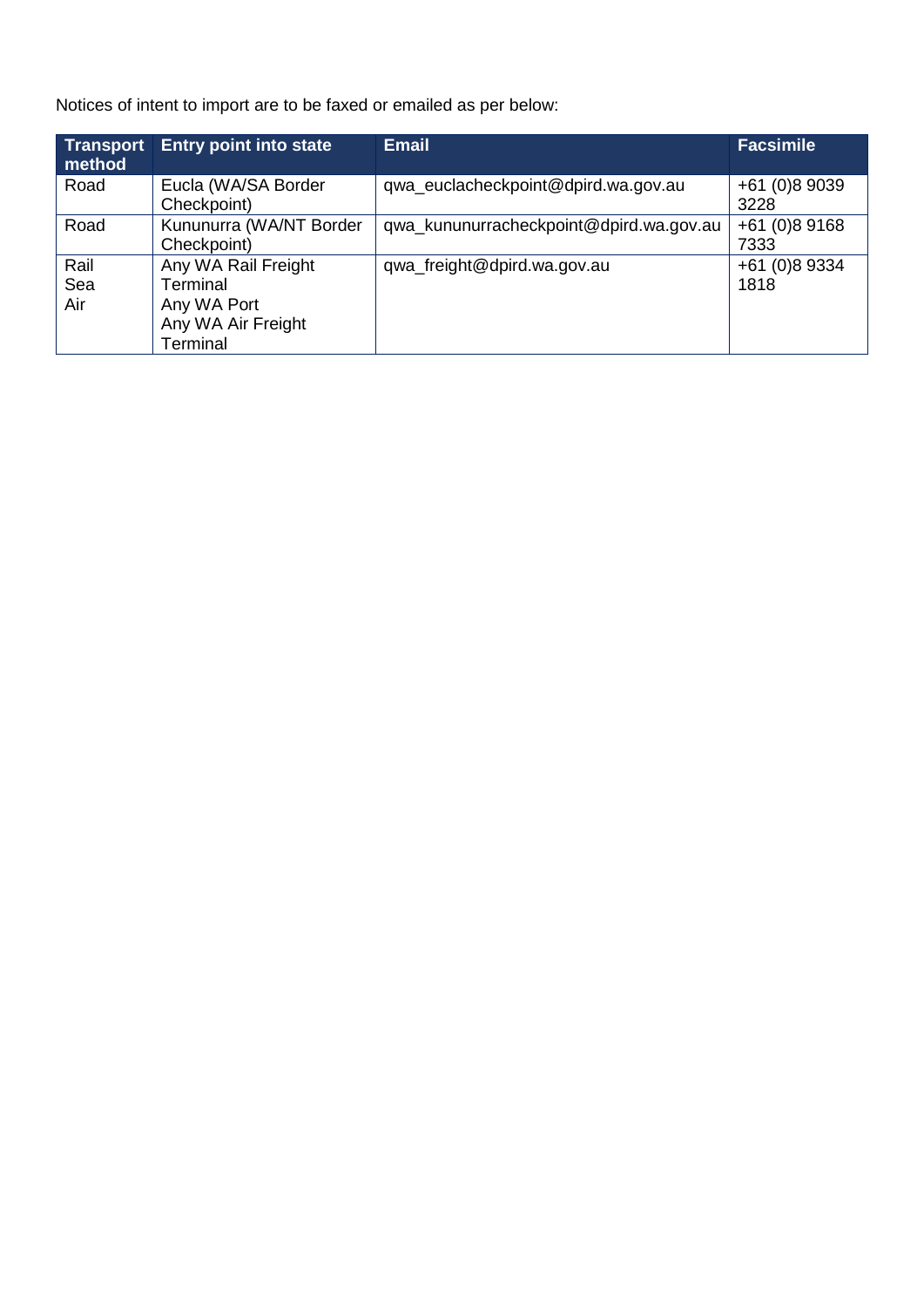Notices of intent to import are to be faxed or emailed as per below:

| Transport method | Entry point into state | Email | Facsimile |
| --- | --- | --- | --- |
| Road | Eucla (WA/SA Border Checkpoint) | qwa_euclacheckpoint@dpird.wa.gov.au | +61 (0)8 9039 3228 |
| Road | Kununurra (WA/NT Border Checkpoint) | qwa_kununurracheckpoint@dpird.wa.gov.au | +61 (0)8 9168 7333 |
| Rail<br>Sea<br>Air | Any WA Rail Freight Terminal<br>Any WA Port<br>Any WA Air Freight Terminal | qwa_freight@dpird.wa.gov.au | +61 (0)8 9334 1818 |